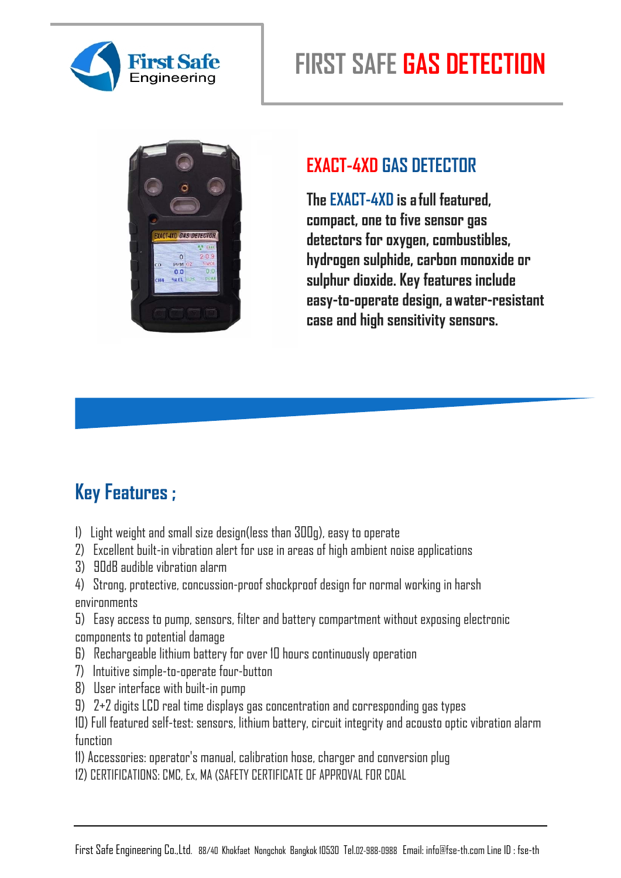First Safe Engineering

# FIRST SAFE GAS DETECTION

## EXACT-4XD GAS DETECTOR

**The EXACT-4XD is a full featured, compact, one to five sensor gas detectors for oxygen, combustibles, hydrogen sulphide, carbon monoxide or sulphur dioxide. Key features include easy-to-operate design, a water-resistant case and high sensitivity sensors.**

## Key Features ;

1) Light weight and small size design(less than 300g), easy to operate
2) Excellent built-in vibration alert for use in areas of high ambient noise applications
3) 90dB audible vibration alarm
4) Strong, protective, concussion-proof shockproof design for normal working in harsh environments
5) Easy access to pump, sensors, filter and battery compartment without exposing electronic components to potential damage
6) Rechargeable lithium battery for over 10 hours continuously operation
7) Intuitive simple-to-operate four-button
8) User interface with built-in pump
9) 2+2 digits LCD real time displays gas concentration and corresponding gas types
10) Full featured self-test: sensors, lithium battery, circuit integrity and acousto optic vibration alarm function
11) Accessories: operator's manual, calibration hose, charger and conversion plug
12) CERTIFICATIONS: CMC, Ex, MA (SAFETY CERTIFICATE OF APPROVAL FOR COAL

First Safe Engineering Co.,Ltd. 88/40 Khokfaet Nongchok Bangkok 10530 Tel.02-988-0988 Email: info@fse-th.com Line ID : fse-th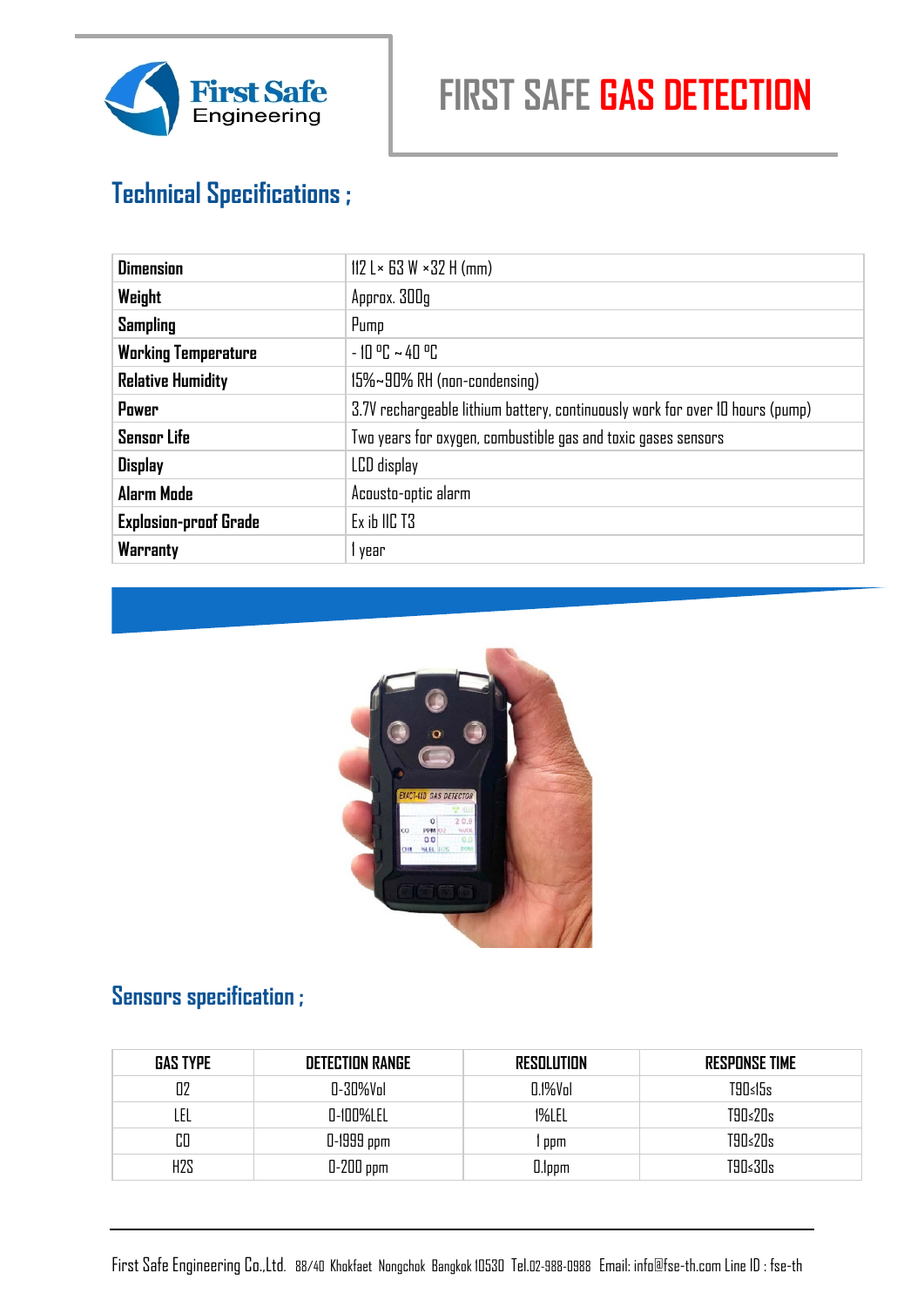# FIRST SAFE GAS DETECTION

## Technical Specifications ;

| | |
|---|---|
| **Dimension** | 112 L× 63 W ×32 H (mm) |
| **Weight** | Approx. 300g |
| **Sampling** | Pump |
| **Working Temperature** | - 10 ℃ ~ 40 ℃ |
| **Relative Humidity** | 15%~90% RH (non-condensing) |
| **Power** | 3.7V rechargeable lithium battery, continuously work for over 10 hours (pump) |
| **Sensor Life** | Two years for oxygen, combustible gas and toxic gases sensors |
| **Display** | LCD display |
| **Alarm Mode** | Acousto-optic alarm |
| **Explosion-proof Grade** | Ex ib IIC T3 |
| **Warranty** | 1 year |

## Sensors specification ;

| GAS TYPE | DETECTION RANGE | RESOLUTION | RESPONSE TIME |
|---|---|---|---|
| $O_2$ | 0-30%Vol | 0.1%Vol | T90≤15s |
| LEL | 0-100%LEL | 1%LEL | T90≤20s |
| CO | 0-1999 ppm | 1 ppm | T90≤20s |
| $H_2S$ | 0-200 ppm | 0.1ppm | T90≤30s |

First Safe Engineering Co.,Ltd. 88/40 Khokfaet Nongchok Bangkok 10530 Tel.02-988-0988 Email: info@fse-th.com Line ID : fse-th